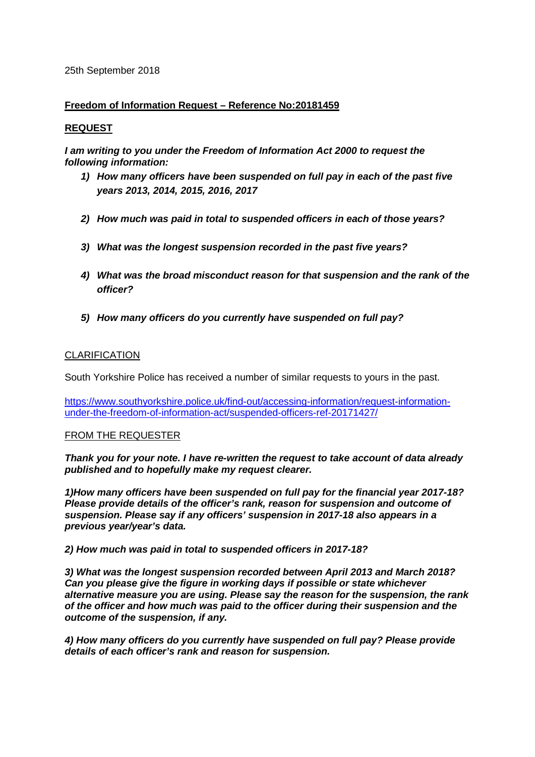25th September 2018

**Freedom of Information Request – Reference No:20181459**

**REQUEST**

***I am writing to you under the Freedom of Information Act 2000 to request the following information:***

1) ***How many officers have been suspended on full pay in each of the past five years 2013, 2014, 2015, 2016, 2017***
2) ***How much was paid in total to suspended officers in each of those years?***
3) ***What was the longest suspension recorded in the past five years?***
4) ***What was the broad misconduct reason for that suspension and the rank of the officer?***
5) ***How many officers do you currently have suspended on full pay?***

CLARIFICATION

South Yorkshire Police has received a number of similar requests to yours in the past.

https://www.southyorkshire.police.uk/find-out/accessing-information/request-information-under-the-freedom-of-information-act/suspended-officers-ref-20171427/

FROM THE REQUESTER

***Thank you for your note. I have re-written the request to take account of data already published and to hopefully make my request clearer.***

***1)How many officers have been suspended on full pay for the financial year 2017-18? Please provide details of the officer's rank, reason for suspension and outcome of suspension. Please say if any officers' suspension in 2017-18 also appears in a previous year/year's data.***

***2) How much was paid in total to suspended officers in 2017-18?***

***3) What was the longest suspension recorded between April 2013 and March 2018? Can you please give the figure in working days if possible or state whichever alternative measure you are using. Please say the reason for the suspension, the rank of the officer and how much was paid to the officer during their suspension and the outcome of the suspension, if any.***

***4) How many officers do you currently have suspended on full pay? Please provide details of each officer's rank and reason for suspension.***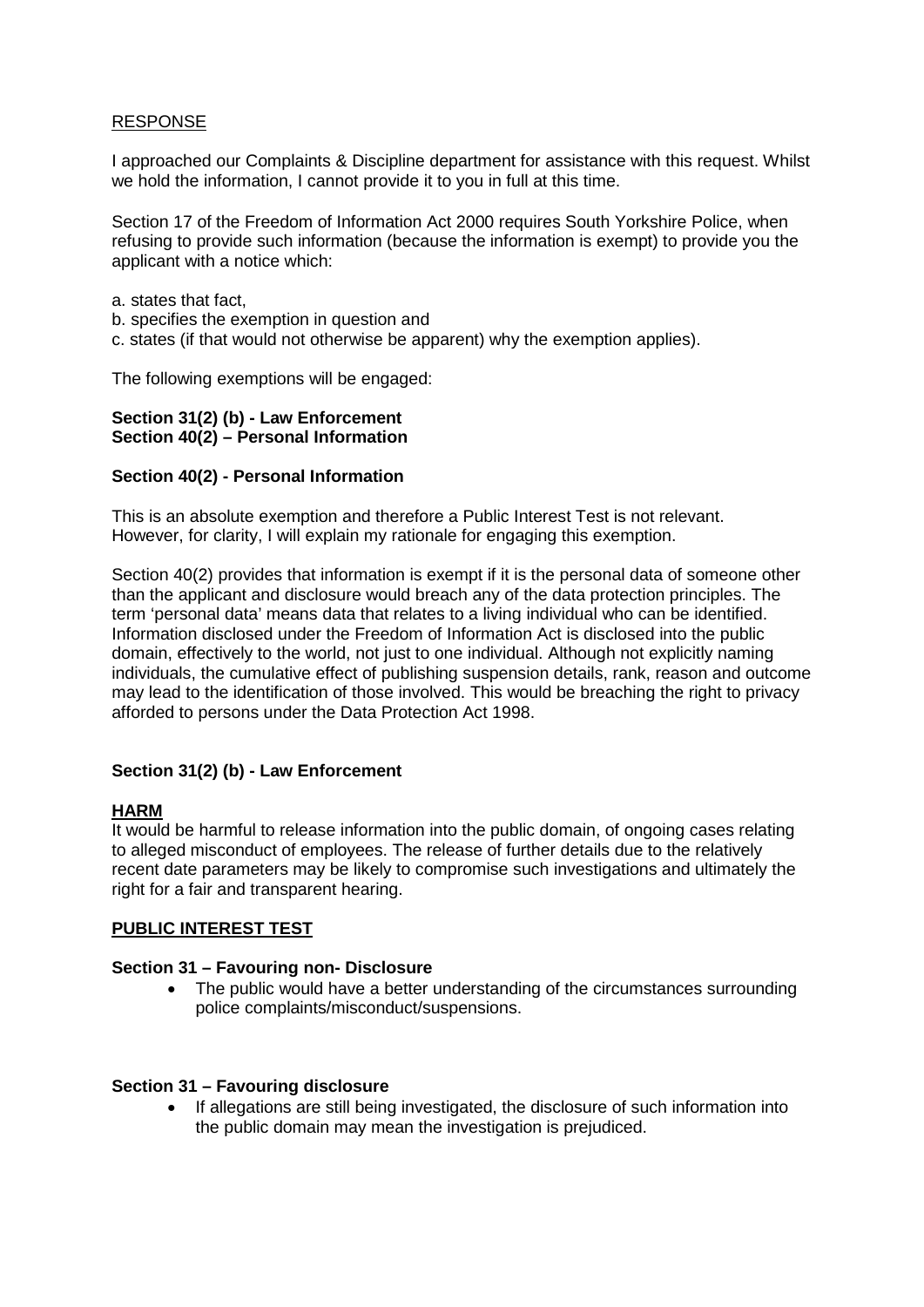## RESPONSE

I approached our Complaints & Discipline department for assistance with this request. Whilst we hold the information, I cannot provide it to you in full at this time.

Section 17 of the Freedom of Information Act 2000 requires South Yorkshire Police, when refusing to provide such information (because the information is exempt) to provide you the applicant with a notice which:

a. states that fact,
b. specifies the exemption in question and
c. states (if that would not otherwise be apparent) why the exemption applies).

The following exemptions will be engaged:

**Section 31(2) (b) - Law Enforcement**
**Section 40(2) – Personal Information**

**Section 40(2) - Personal Information**

This is an absolute exemption and therefore a Public Interest Test is not relevant. However, for clarity, I will explain my rationale for engaging this exemption.

Section 40(2) provides that information is exempt if it is the personal data of someone other than the applicant and disclosure would breach any of the data protection principles. The term 'personal data' means data that relates to a living individual who can be identified. Information disclosed under the Freedom of Information Act is disclosed into the public domain, effectively to the world, not just to one individual. Although not explicitly naming individuals, the cumulative effect of publishing suspension details, rank, reason and outcome may lead to the identification of those involved. This would be breaching the right to privacy afforded to persons under the Data Protection Act 1998.

**Section 31(2) (b) - Law Enforcement**

**HARM**

It would be harmful to release information into the public domain, of ongoing cases relating to alleged misconduct of employees. The release of further details due to the relatively recent date parameters may be likely to compromise such investigations and ultimately the right for a fair and transparent hearing.

**PUBLIC INTEREST TEST**

**Section 31 – Favouring non- Disclosure**

- The public would have a better understanding of the circumstances surrounding police complaints/misconduct/suspensions.

**Section 31 – Favouring disclosure**

- If allegations are still being investigated, the disclosure of such information into the public domain may mean the investigation is prejudiced.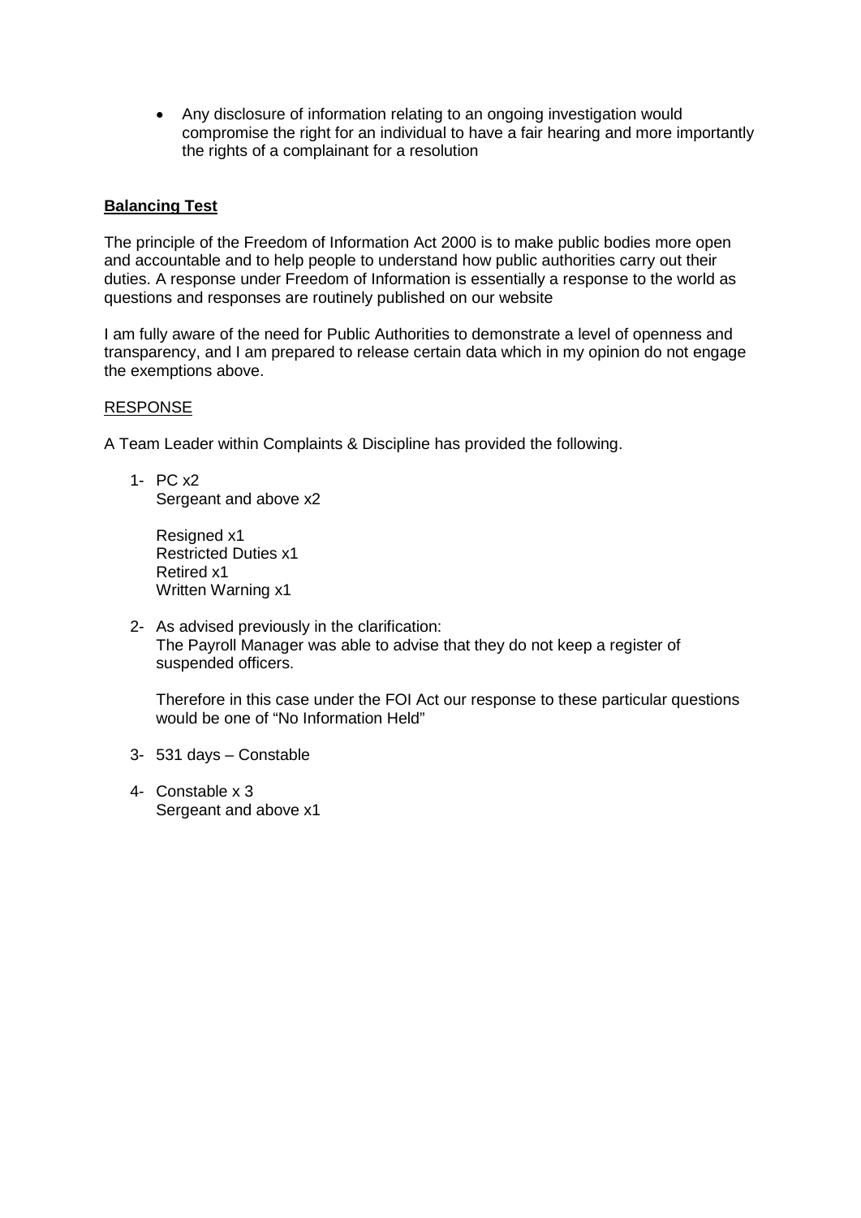- Any disclosure of information relating to an ongoing investigation would compromise the right for an individual to have a fair hearing and more importantly the rights of a complainant for a resolution

**Balancing Test**

The principle of the Freedom of Information Act 2000 is to make public bodies more open and accountable and to help people to understand how public authorities carry out their duties. A response under Freedom of Information is essentially a response to the world as questions and responses are routinely published on our website

I am fully aware of the need for Public Authorities to demonstrate a level of openness and transparency, and I am prepared to release certain data which in my opinion do not engage the exemptions above.

RESPONSE

A Team Leader within Complaints & Discipline has provided the following.

1- PC x2
   Sergeant and above x2

   Resigned x1
   Restricted Duties x1
   Retired x1
   Written Warning x1

2- As advised previously in the clarification:
   The Payroll Manager was able to advise that they do not keep a register of suspended officers.

   Therefore in this case under the FOI Act our response to these particular questions would be one of "No Information Held"

3- 531 days – Constable

4- Constable x 3
   Sergeant and above x1